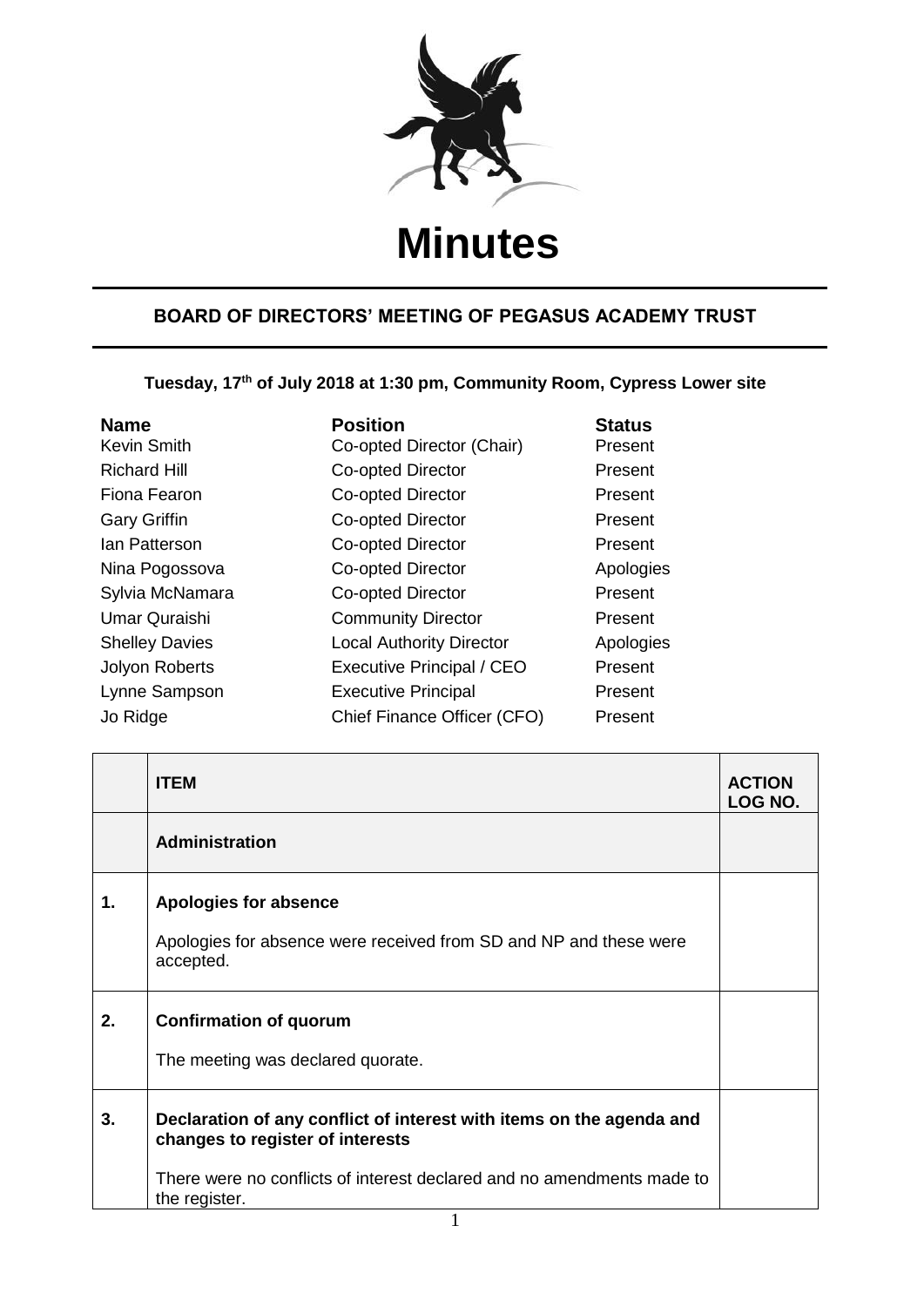# Minutes

## BOARD OF DIRECTORS' MEETING OF PEGASUS ACADEMY TRUST

**Tuesday, 17th of July 2018 at 1:30 pm, Community Room, Cypress Lower site**

| Name | Position | Status |
|---|---|---|
| Kevin Smith | Co-opted Director (Chair) | Present |
| Richard Hill | Co-opted Director | Present |
| Fiona Fearon | Co-opted Director | Present |
| Gary Griffin | Co-opted Director | Present |
| Ian Patterson | Co-opted Director | Present |
| Nina Pogossova | Co-opted Director | Apologies |
| Sylvia McNamara | Co-opted Director | Present |
| Umar Quraishi | Community Director | Present |
| Shelley Davies | Local Authority Director | Apologies |
| Jolyon Roberts | Executive Principal / CEO | Present |
| Lynne Sampson | Executive Principal | Present |
| Jo Ridge | Chief Finance Officer (CFO) | Present |

| | ITEM | ACTION LOG NO. |
|---|---|---|
| | **Administration** | |
| **1.** | **Apologies for absence**<br><br>Apologies for absence were received from SD and NP and these were accepted. | |
| **2.** | **Confirmation of quorum**<br><br>The meeting was declared quorate. | |
| **3.** | **Declaration of any conflict of interest with items on the agenda and changes to register of interests**<br><br>There were no conflicts of interest declared and no amendments made to the register. | |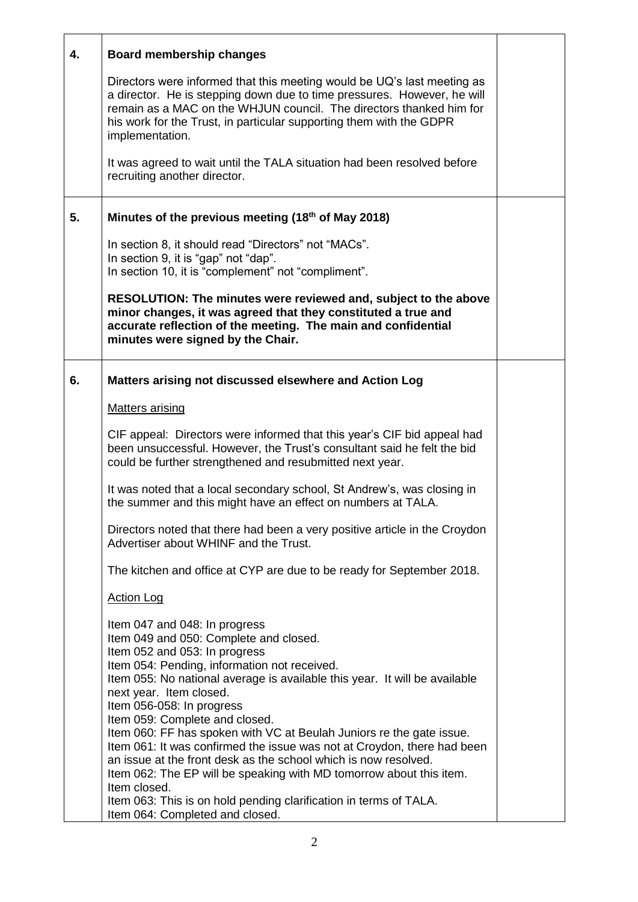| | | |
|---|---|---|
| **4.** | **Board membership changes**<br><br>Directors were informed that this meeting would be UQ's last meeting as a director. He is stepping down due to time pressures. However, he will remain as a MAC on the WHJUN council. The directors thanked him for his work for the Trust, in particular supporting them with the GDPR implementation.<br><br>It was agreed to wait until the TALA situation had been resolved before recruiting another director. | |
| **5.** | **Minutes of the previous meeting (18th of May 2018)**<br><br>In section 8, it should read "Directors" not "MACs".<br>In section 9, it is "gap" not "dap".<br>In section 10, it is "complement" not "compliment".<br><br>**RESOLUTION: The minutes were reviewed and, subject to the above minor changes, it was agreed that they constituted a true and accurate reflection of the meeting. The main and confidential minutes were signed by the Chair.** | |
| **6.** | **Matters arising not discussed elsewhere and Action Log**<br><br><u>Matters arising</u><br><br>CIF appeal: Directors were informed that this year's CIF bid appeal had been unsuccessful. However, the Trust's consultant said he felt the bid could be further strengthened and resubmitted next year.<br><br>It was noted that a local secondary school, St Andrew's, was closing in the summer and this might have an effect on numbers at TALA.<br><br>Directors noted that there had been a very positive article in the Croydon Advertiser about WHINF and the Trust.<br><br>The kitchen and office at CYP are due to be ready for September 2018.<br><br><u>Action Log</u><br><br>Item 047 and 048: In progress<br>Item 049 and 050: Complete and closed.<br>Item 052 and 053: In progress<br>Item 054: Pending, information not received.<br>Item 055: No national average is available this year. It will be available next year. Item closed.<br>Item 056-058: In progress<br>Item 059: Complete and closed.<br>Item 060: FF has spoken with VC at Beulah Juniors re the gate issue.<br>Item 061: It was confirmed the issue was not at Croydon, there had been an issue at the front desk as the school which is now resolved.<br>Item 062: The EP will be speaking with MD tomorrow about this item. Item closed.<br>Item 063: This is on hold pending clarification in terms of TALA.<br>Item 064: Completed and closed. | |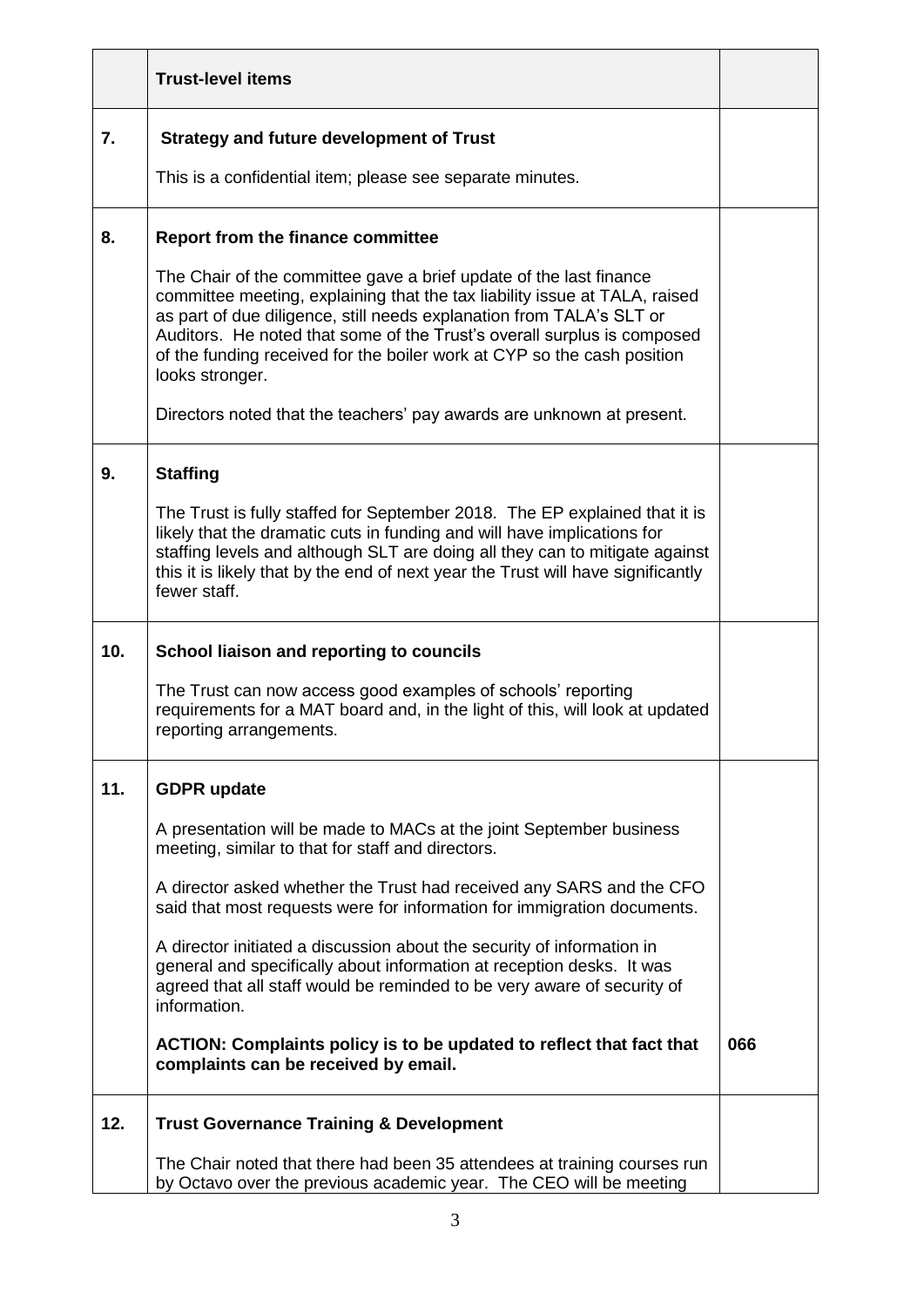|  | Trust-level items |  |
|---|---|---|
| 7. | **Strategy and future development of Trust**<br><br>This is a confidential item; please see separate minutes. |  |
| 8. | **Report from the finance committee**<br><br>The Chair of the committee gave a brief update of the last finance committee meeting, explaining that the tax liability issue at TALA, raised as part of due diligence, still needs explanation from TALA's SLT or Auditors. He noted that some of the Trust's overall surplus is composed of the funding received for the boiler work at CYP so the cash position looks stronger.<br><br>Directors noted that the teachers' pay awards are unknown at present. |  |
| 9. | **Staffing**<br><br>The Trust is fully staffed for September 2018. The EP explained that it is likely that the dramatic cuts in funding and will have implications for staffing levels and although SLT are doing all they can to mitigate against this it is likely that by the end of next year the Trust will have significantly fewer staff. |  |
| 10. | **School liaison and reporting to councils**<br><br>The Trust can now access good examples of schools' reporting requirements for a MAT board and, in the light of this, will look at updated reporting arrangements. |  |
| 11. | **GDPR update**<br><br>A presentation will be made to MACs at the joint September business meeting, similar to that for staff and directors.<br><br>A director asked whether the Trust had received any SARS and the CFO said that most requests were for information for immigration documents.<br><br>A director initiated a discussion about the security of information in general and specifically about information at reception desks. It was agreed that all staff would be reminded to be very aware of security of information.<br><br>**ACTION: Complaints policy is to be updated to reflect that fact that complaints can be received by email.** | 066 |
| 12. | **Trust Governance Training & Development**<br><br>The Chair noted that there had been 35 attendees at training courses run by Octavo over the previous academic year. The CEO will be meeting |  |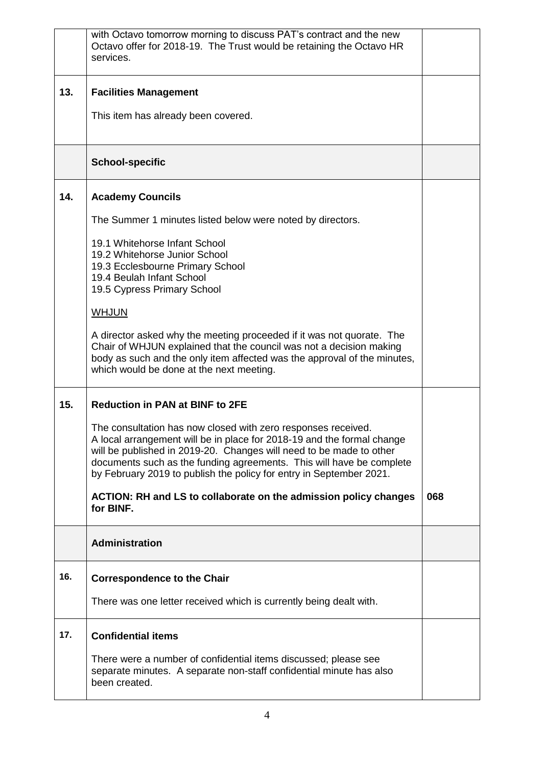| | | |
|---|---|---|
| | with Octavo tomorrow morning to discuss PAT's contract and the new Octavo offer for 2018-19. The Trust would be retaining the Octavo HR services. | |
| **13.** | **Facilities Management**<br><br>This item has already been covered. | |
| | **School-specific** | |
| **14.** | **Academy Councils**<br><br>The Summer 1 minutes listed below were noted by directors.<br><br>19.1 Whitehorse Infant School<br>19.2 Whitehorse Junior School<br>19.3 Ecclesbourne Primary School<br>19.4 Beulah Infant School<br>19.5 Cypress Primary School<br><br><u>WHJUN</u><br><br>A director asked why the meeting proceeded if it was not quorate. The Chair of WHJUN explained that the council was not a decision making body as such and the only item affected was the approval of the minutes, which would be done at the next meeting. | |
| **15.** | **Reduction in PAN at BINF to 2FE**<br><br>The consultation has now closed with zero responses received. A local arrangement will be in place for 2018-19 and the formal change will be published in 2019-20. Changes will need to be made to other documents such as the funding agreements. This will have be complete by February 2019 to publish the policy for entry in September 2021.<br><br>**ACTION: RH and LS to collaborate on the admission policy changes for BINF.** | **068** |
| | **Administration** | |
| **16.** | **Correspondence to the Chair**<br><br>There was one letter received which is currently being dealt with. | |
| **17.** | **Confidential items**<br><br>There were a number of confidential items discussed; please see separate minutes. A separate non-staff confidential minute has also been created. | |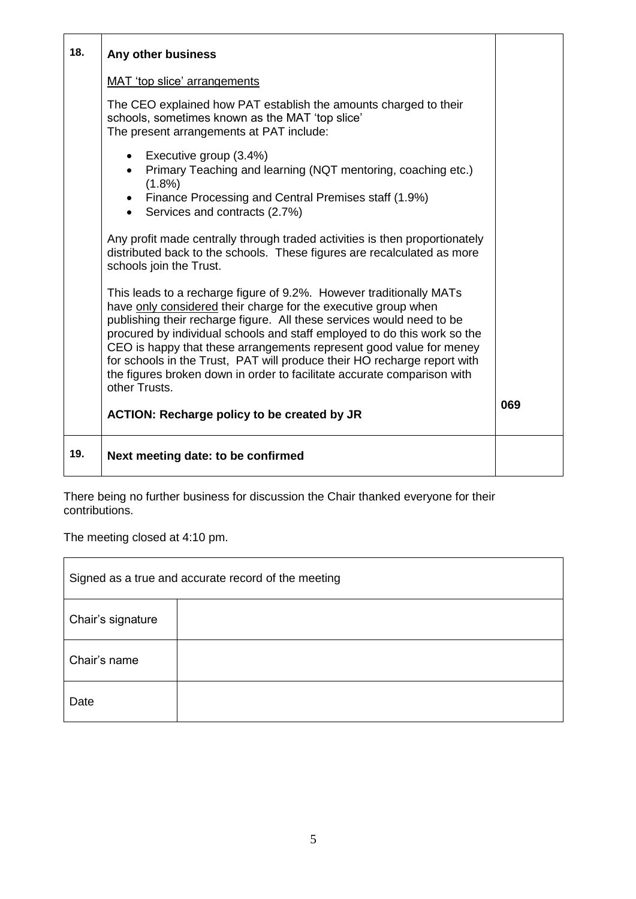| | | |
|---|---|---|
| **18.** | **Any other business**<br><br>MAT 'top slice' arrangements<br><br>The CEO explained how PAT establish the amounts charged to their schools, sometimes known as the MAT 'top slice'<br>The present arrangements at PAT include:<br><br>• Executive group (3.4%)<br>• Primary Teaching and learning (NQT mentoring, coaching etc.) (1.8%)<br>• Finance Processing and Central Premises staff (1.9%)<br>• Services and contracts (2.7%)<br><br>Any profit made centrally through traded activities is then proportionately distributed back to the schools. These figures are recalculated as more schools join the Trust.<br><br>This leads to a recharge figure of 9.2%. However traditionally MATs have only considered their charge for the executive group when publishing their recharge figure. All these services would need to be procured by individual schools and staff employed to do this work so the CEO is happy that these arrangements represent good value for meney for schools in the Trust, PAT will produce their HO recharge report with the figures broken down in order to facilitate accurate comparison with other Trusts.<br><br>**ACTION: Recharge policy to be created by JR** | **069** |
| **19.** | **Next meeting date: to be confirmed** | |

There being no further business for discussion the Chair thanked everyone for their contributions.

The meeting closed at 4:10 pm.

| Signed as a true and accurate record of the meeting | |
|---|---|
| Chair's signature | |
| Chair's name | |
| Date | |